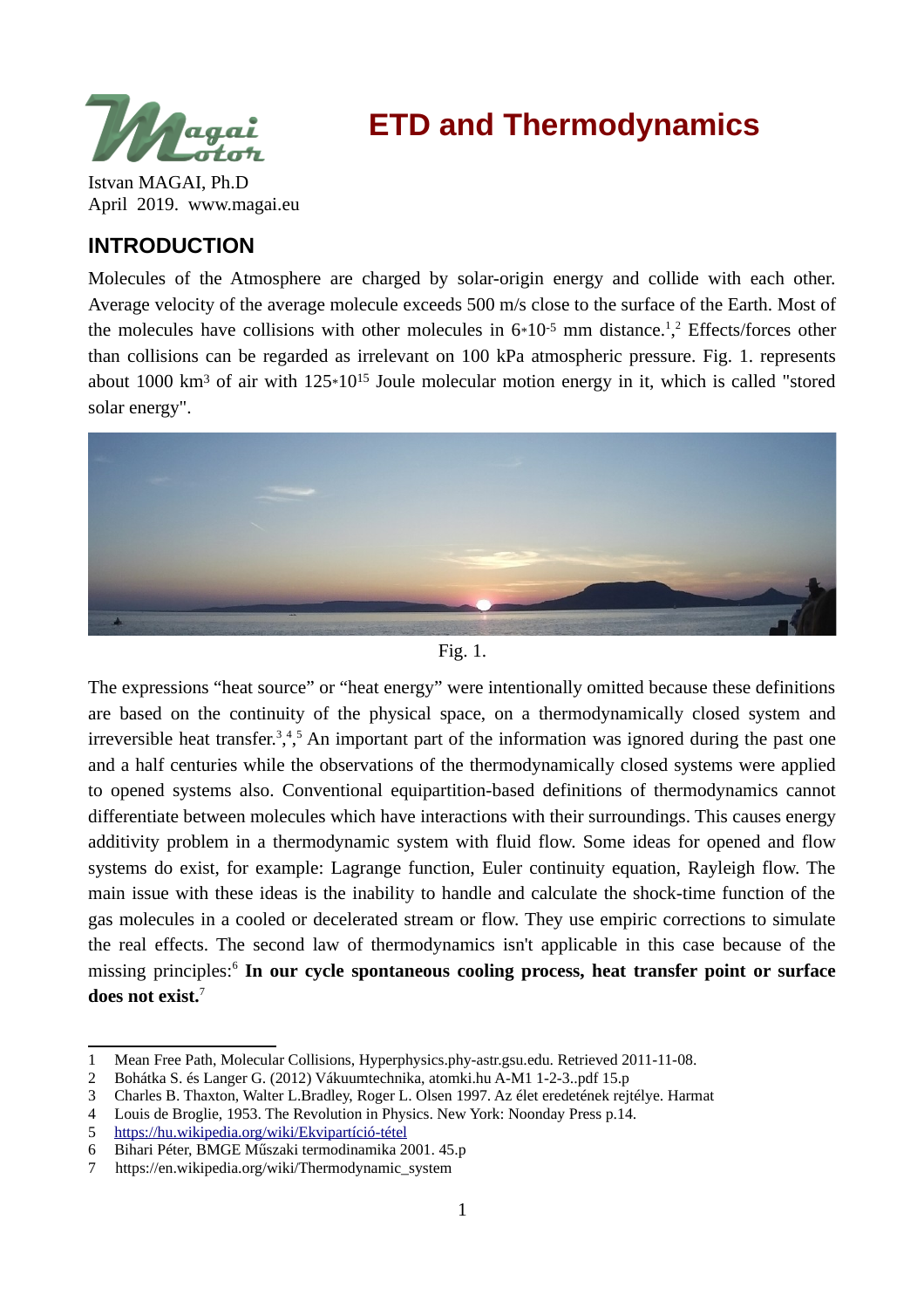# ETD and Thermodynamics

Istvan MAGAI, Ph.D
April 2019. www.magai.eu

## INTRODUCTION

Molecules of the Atmosphere are charged by solar-origin energy and collide with each other. Average velocity of the average molecule exceeds 500 m/s close to the surface of the Earth. Most of the molecules have collisions with other molecules in $6*10^{-5}$ mm distance.[1],[2] Effects/forces other than collisions can be regarded as irrelevant on 100 kPa atmospheric pressure. Fig. 1. represents about 1000 $km^3$ of air with $125*10^{15}$ Joule molecular motion energy in it, which is called "stored solar energy".

Fig. 1.

The expressions "heat source" or "heat energy" were intentionally omitted because these definitions are based on the continuity of the physical space, on a thermodynamically closed system and irreversible heat transfer.[3],[4],[5] An important part of the information was ignored during the past one and a half centuries while the observations of the thermodynamically closed systems were applied to opened systems also. Conventional equipartition-based definitions of thermodynamics cannot differentiate between molecules which have interactions with their surroundings. This causes energy additivity problem in a thermodynamic system with fluid flow. Some ideas for opened and flow systems do exist, for example: Lagrange function, Euler continuity equation, Rayleigh flow. The main issue with these ideas is the inability to handle and calculate the shock-time function of the gas molecules in a cooled or decelerated stream or flow. They use empiric corrections to simulate the real effects. The second law of thermodynamics isn't applicable in this case because of the missing principles:[6] **In our cycle spontaneous cooling process, heat transfer point or surface does not exist.**[7]

---

1 Mean Free Path, Molecular Collisions, Hyperphysics.phy-astr.gsu.edu. Retrieved 2011-11-08.
2 Bohátka S. és Langer G. (2012) Vákuumtechnika, atomki.hu A-M1 1-2-3..pdf 15.p
3 Charles B. Thaxton, Walter L.Bradley, Roger L. Olsen 1997. Az élet eredetének rejtélye. Harmat
4 Louis de Broglie, 1953. The Revolution in Physics. New York: Noonday Press p.14.
5 https://hu.wikipedia.org/wiki/Ekvipartíció-tétel
6 Bihari Péter, BMGE Műszaki termodinamika 2001. 45.p
7 https://en.wikipedia.org/wiki/Thermodynamic_system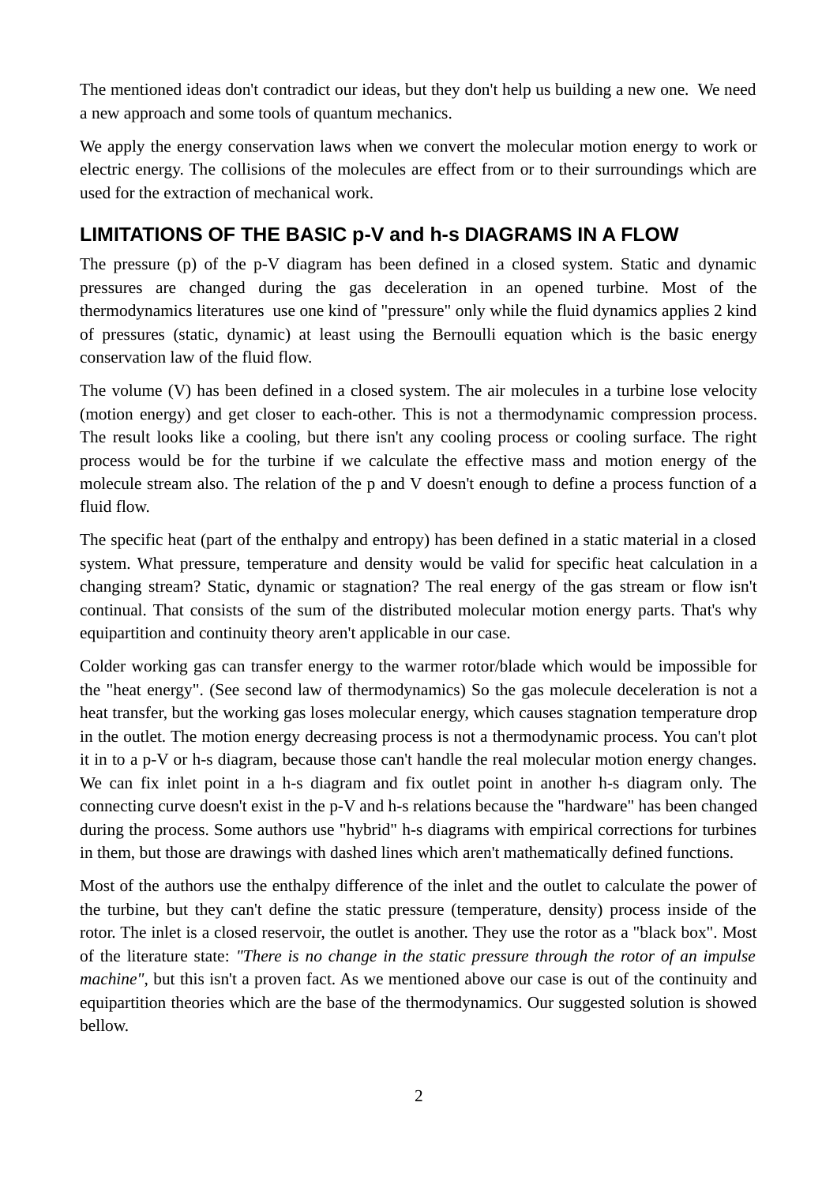The mentioned ideas don't contradict our ideas, but they don't help us building a new one.  We need a new approach and some tools of quantum mechanics.

We apply the energy conservation laws when we convert the molecular motion energy to work or electric energy. The collisions of the molecules are effect from or to their surroundings which are used for the extraction of mechanical work.

## LIMITATIONS OF THE BASIC p-V and h-s DIAGRAMS IN A FLOW

The pressure (p) of the p-V diagram has been defined in a closed system. Static and dynamic pressures are changed during the gas deceleration in an opened turbine. Most of the thermodynamics literatures  use one kind of "pressure" only while the fluid dynamics applies 2 kind of pressures (static, dynamic) at least using the Bernoulli equation which is the basic energy conservation law of the fluid flow.

The volume (V) has been defined in a closed system. The air molecules in a turbine lose velocity (motion energy) and get closer to each-other. This is not a thermodynamic compression process. The result looks like a cooling, but there isn't any cooling process or cooling surface. The right process would be for the turbine if we calculate the effective mass and motion energy of the molecule stream also. The relation of the p and V doesn't enough to define a process function of a fluid flow.

The specific heat (part of the enthalpy and entropy) has been defined in a static material in a closed system. What pressure, temperature and density would be valid for specific heat calculation in a changing stream? Static, dynamic or stagnation? The real energy of the gas stream or flow isn't continual. That consists of the sum of the distributed molecular motion energy parts. That's why equipartition and continuity theory aren't applicable in our case.

Colder working gas can transfer energy to the warmer rotor/blade which would be impossible for the "heat energy". (See second law of thermodynamics) So the gas molecule deceleration is not a heat transfer, but the working gas loses molecular energy, which causes stagnation temperature drop in the outlet. The motion energy decreasing process is not a thermodynamic process. You can't plot it in to a p-V or h-s diagram, because those can't handle the real molecular motion energy changes. We can fix inlet point in a h-s diagram and fix outlet point in another h-s diagram only. The connecting curve doesn't exist in the p-V and h-s relations because the "hardware" has been changed during the process. Some authors use "hybrid" h-s diagrams with empirical corrections for turbines in them, but those are drawings with dashed lines which aren't mathematically defined functions.

Most of the authors use the enthalpy difference of the inlet and the outlet to calculate the power of the turbine, but they can't define the static pressure (temperature, density) process inside of the rotor. The inlet is a closed reservoir, the outlet is another. They use the rotor as a "black box". Most of the literature state: *"There is no change in the static pressure through the rotor of an impulse machine"*, but this isn't a proven fact. As we mentioned above our case is out of the continuity and equipartition theories which are the base of the thermodynamics. Our suggested solution is showed bellow.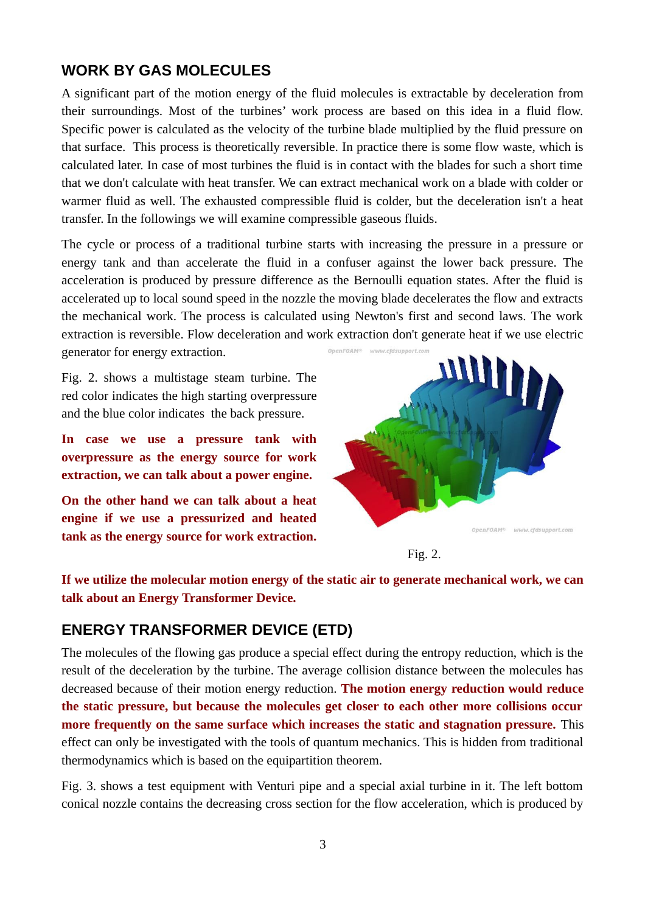## WORK BY GAS MOLECULES

A significant part of the motion energy of the fluid molecules is extractable by deceleration from their surroundings. Most of the turbines' work process are based on this idea in a fluid flow. Specific power is calculated as the velocity of the turbine blade multiplied by the fluid pressure on that surface. This process is theoretically reversible. In practice there is some flow waste, which is calculated later. In case of most turbines the fluid is in contact with the blades for such a short time that we don't calculate with heat transfer. We can extract mechanical work on a blade with colder or warmer fluid as well. The exhausted compressible fluid is colder, but the deceleration isn't a heat transfer. In the followings we will examine compressible gaseous fluids.

The cycle or process of a traditional turbine starts with increasing the pressure in a pressure or energy tank and than accelerate the fluid in a confuser against the lower back pressure. The acceleration is produced by pressure difference as the Bernoulli equation states. After the fluid is accelerated up to local sound speed in the nozzle the moving blade decelerates the flow and extracts the mechanical work. The process is calculated using Newton's first and second laws. The work extraction is reversible. Flow deceleration and work extraction don't generate heat if we use electric generator for energy extraction.

Fig. 2. shows a multistage steam turbine. The red color indicates the high starting overpressure and the blue color indicates the back pressure.

**In case we use a pressure tank with overpressure as the energy source for work extraction, we can talk about a power engine.**

**On the other hand we can talk about a heat engine if we use a pressurized and heated tank as the energy source for work extraction.**

Fig. 2.

**If we utilize the molecular motion energy of the static air to generate mechanical work, we can talk about an Energy Transformer Device.**

## ENERGY TRANSFORMER DEVICE (ETD)

The molecules of the flowing gas produce a special effect during the entropy reduction, which is the result of the deceleration by the turbine. The average collision distance between the molecules has decreased because of their motion energy reduction. **The motion energy reduction would reduce the static pressure, but because the molecules get closer to each other more collisions occur more frequently on the same surface which increases the static and stagnation pressure.** This effect can only be investigated with the tools of quantum mechanics. This is hidden from traditional thermodynamics which is based on the equipartition theorem.

Fig. 3. shows a test equipment with Venturi pipe and a special axial turbine in it. The left bottom conical nozzle contains the decreasing cross section for the flow acceleration, which is produced by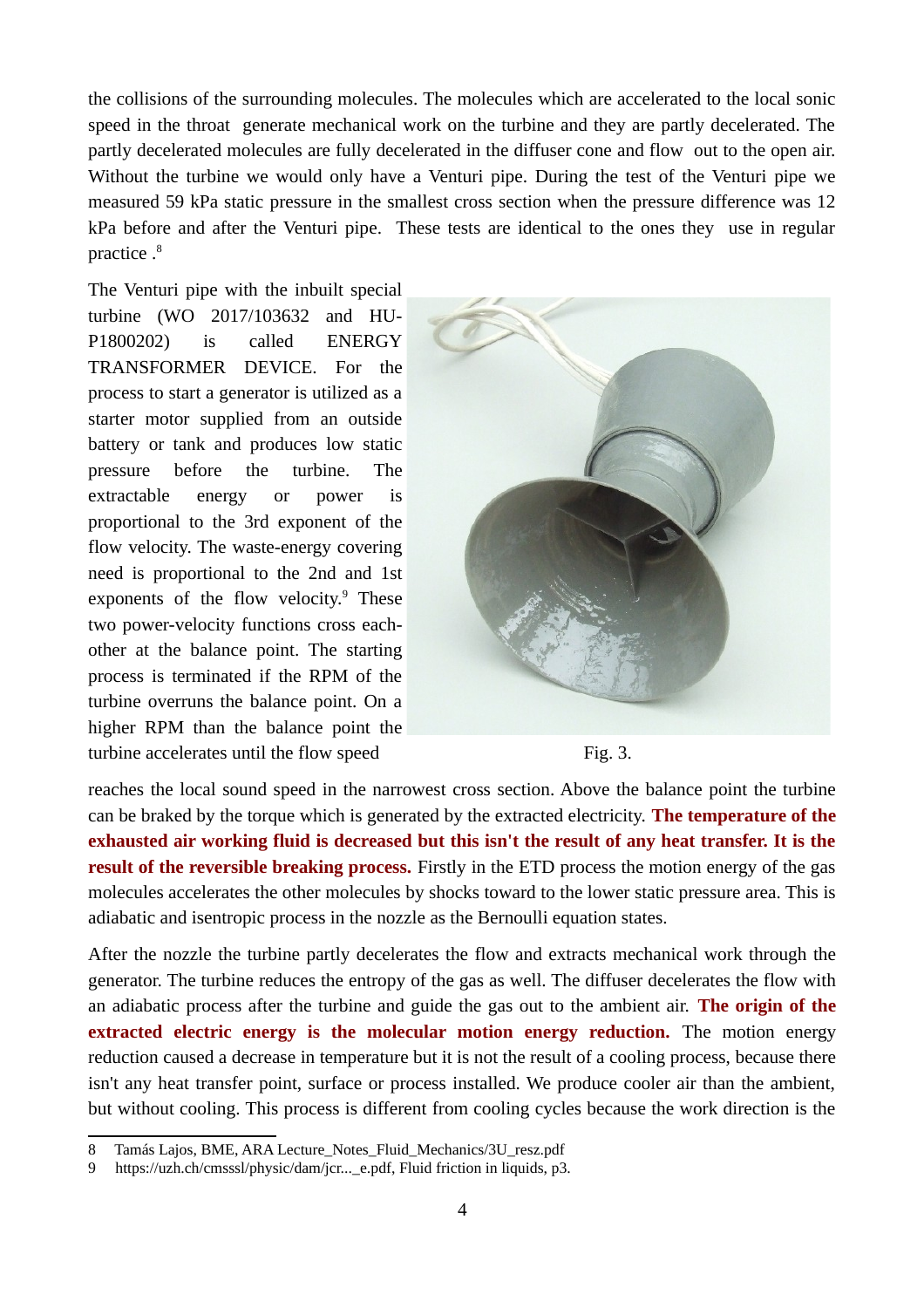the collisions of the surrounding molecules. The molecules which are accelerated to the local sonic speed in the throat generate mechanical work on the turbine and they are partly decelerated. The partly decelerated molecules are fully decelerated in the diffuser cone and flow out to the open air. Without the turbine we would only have a Venturi pipe. During the test of the Venturi pipe we measured 59 kPa static pressure in the smallest cross section when the pressure difference was 12 kPa before and after the Venturi pipe. These tests are identical to the ones they use in regular practice .[8]

The Venturi pipe with the inbuilt special turbine (WO 2017/103632 and HU-P1800202) is called ENERGY TRANSFORMER DEVICE. For the process to start a generator is utilized as a starter motor supplied from an outside battery or tank and produces low static pressure before the turbine. The extractable energy or power is proportional to the 3rd exponent of the flow velocity. The waste-energy covering need is proportional to the 2nd and 1st exponents of the flow velocity.[9] These two power-velocity functions cross each-other at the balance point. The starting process is terminated if the RPM of the turbine overruns the balance point. On a higher RPM than the balance point the turbine accelerates until the flow speed reaches the local sound speed in the narrowest cross section. Above the balance point the turbine can be braked by the torque which is generated by the extracted electricity. **The temperature of the exhausted air working fluid is decreased but this isn't the result of any heat transfer. It is the result of the reversible breaking process.** Firstly in the ETD process the motion energy of the gas molecules accelerates the other molecules by shocks toward to the lower static pressure area. This is adiabatic and isentropic process in the nozzle as the Bernoulli equation states.

Fig. 3.

After the nozzle the turbine partly decelerates the flow and extracts mechanical work through the generator. The turbine reduces the entropy of the gas as well. The diffuser decelerates the flow with an adiabatic process after the turbine and guide the gas out to the ambient air. **The origin of the extracted electric energy is the molecular motion energy reduction.** The motion energy reduction caused a decrease in temperature but it is not the result of a cooling process, because there isn't any heat transfer point, surface or process installed. We produce cooler air than the ambient, but without cooling. This process is different from cooling cycles because the work direction is the

---

8 Tamás Lajos, BME, ARA Lecture_Notes_Fluid_Mechanics/3U_resz.pdf

9 https://uzh.ch/cmsssl/physic/dam/jcr..._e.pdf, Fluid friction in liquids, p3.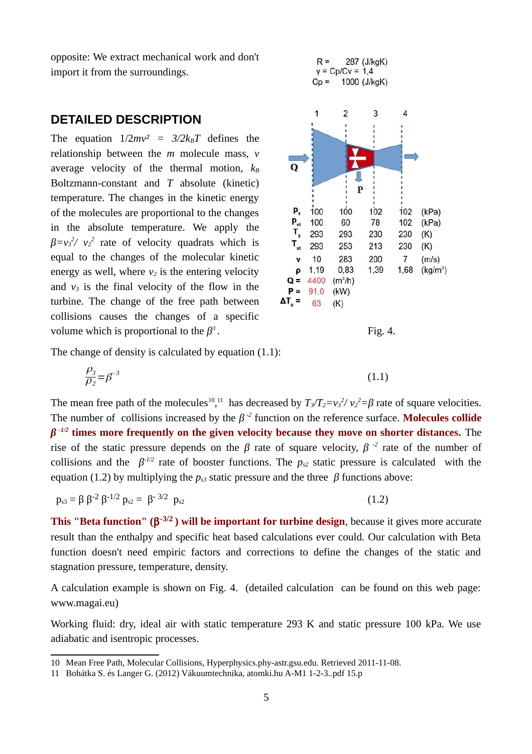opposite: We extract mechanical work and don't import it from the surroundings.

## DETAILED DESCRIPTION

The equation $1/2mv^2 = 3/2k_BT$ defines the relationship between the $m$ molecule mass, $v$ average velocity of the thermal motion, $k_B$ Boltzmann-constant and $T$ absolute (kinetic) temperature. The changes in the kinetic energy of the molecules are proportional to the changes in the absolute temperature. We apply the $\beta = v_3^2 / v_2^2$ rate of velocity quadrats which is equal to the changes of the molecular kinetic energy as well, where $v_2$ is the entering velocity and $v_3$ is the final velocity of the flow in the turbine. The change of the free path between collisions causes the changes of a specific volume which is proportional to the $\beta^3$.

R = 287 (J/kgK)
γ = Cp/Cv = 1,4
Cp = 1000 (J/kgK)

|  | 1 | 2 | 3 | 4 |  |
|---|---|---|---|---|---|
| $P_0$ | 100 | 100 | 102 | 102 | (kPa) |
| $P_{st}$ | 100 | 60 | 78 | 102 | (kPa) |
| $T_0$ | 293 | 293 | 230 | 230 | (K) |
| $T_{st}$ | 293 | 253 | 213 | 230 | (K) |
| v | 10 | 283 | 200 | 7 | (m/s) |
| ρ | 1,19 | 0,83 | 1,39 | 1,68 | (kg/m³) |

Q = 4400 (m³/h)
P = 91,0 (kW)
$\Delta T_0$ = 63 (K)

Fig. 4.

The change of density is calculated by equation (1.1):

$$\frac{\rho_3}{\rho_2} = \beta^{-3} \tag{1.1}$$

The mean free path of the molecules[10,11] has decreased by $T_3/T_2 = v_3^2 / v_2^2 = \beta$ rate of square velocities. The number of collisions increased by the $\beta^{-2}$ function on the reference surface. **Molecules collide $\beta^{-1/2}$ times more frequently on the given velocity because they move on shorter distances.** The rise of the static pressure depends on the $\beta$ rate of square velocity, $\beta^{-2}$ rate of the number of collisions and the $\beta^{-1/2}$ rate of booster functions. The $p_{s2}$ static pressure is calculated with the equation (1.2) by multiplying the $p_{s3}$ static pressure and the three $\beta$ functions above:

$$p_{s3} = \beta\, \beta^{-2}\, \beta^{-1/2}\, p_{s2} = \beta^{-3/2}\, p_{s2} \tag{1.2}$$

**This "Beta function" ($\beta^{-3/2}$) will be important for turbine design**, because it gives more accurate result than the enthalpy and specific heat based calculations ever could. Our calculation with Beta function doesn't need empiric factors and corrections to define the changes of the static and stagnation pressure, temperature, density.

A calculation example is shown on Fig. 4. (detailed calculation can be found on this web page: www.magai.eu)

Working fluid: dry, ideal air with static temperature 293 K and static pressure 100 kPa. We use adiabatic and isentropic processes.

---

10 Mean Free Path, Molecular Collisions, Hyperphysics.phy-astr.gsu.edu. Retrieved 2011-11-08.

11 Bohátka S. és Langer G. (2012) Vákuumtechnika, atomki.hu A-M1 1-2-3..pdf 15.p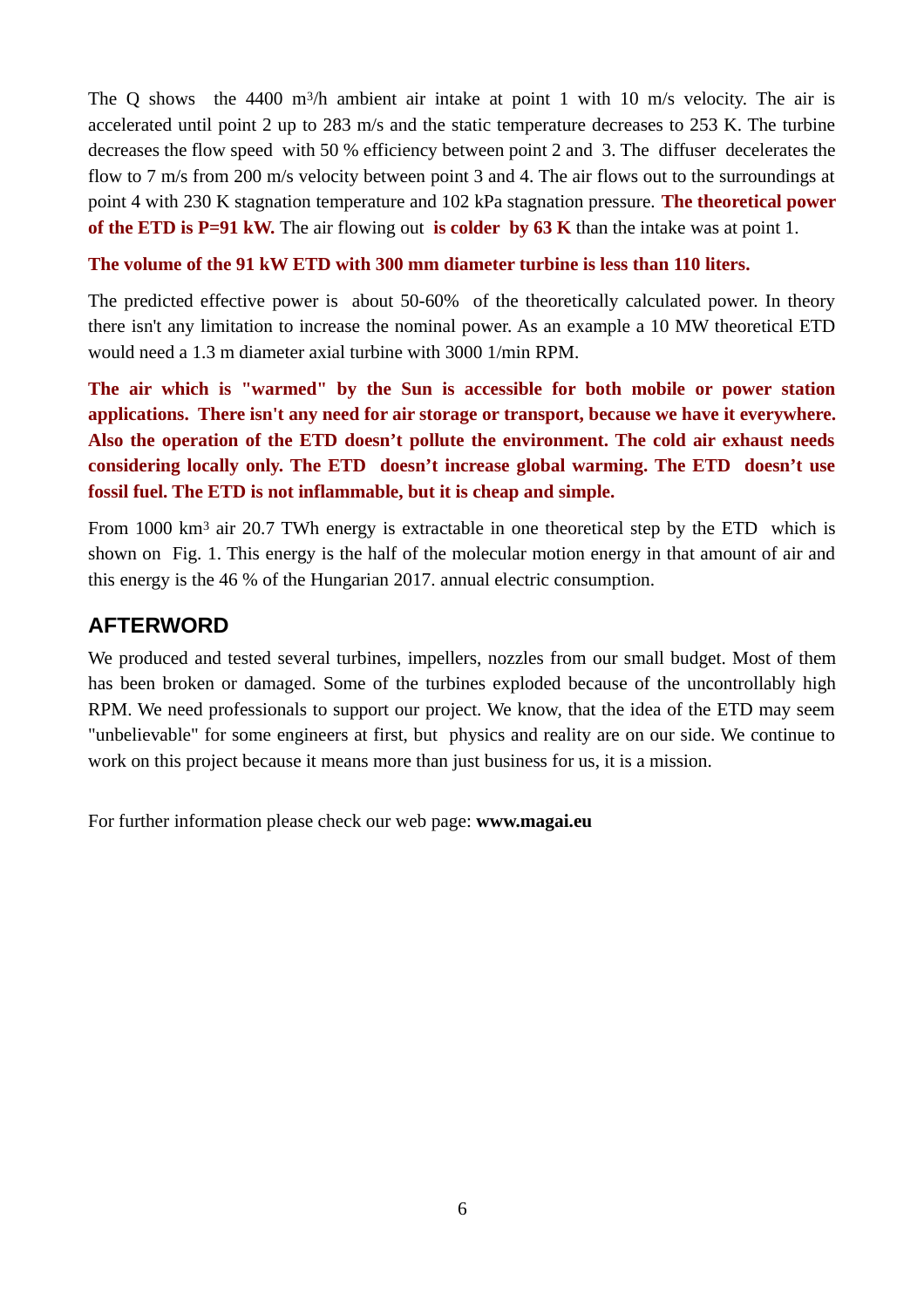The Q shows the 4400 $m^3/h$ ambient air intake at point 1 with 10 m/s velocity. The air is accelerated until point 2 up to 283 m/s and the static temperature decreases to 253 K. The turbine decreases the flow speed with 50 % efficiency between point 2 and 3. The diffuser decelerates the flow to 7 m/s from 200 m/s velocity between point 3 and 4. The air flows out to the surroundings at point 4 with 230 K stagnation temperature and 102 kPa stagnation pressure. **The theoretical power of the ETD is P=91 kW.** The air flowing out **is colder by 63 K** than the intake was at point 1.

**The volume of the 91 kW ETD with 300 mm diameter turbine is less than 110 liters.**

The predicted effective power is about 50-60% of the theoretically calculated power. In theory there isn't any limitation to increase the nominal power. As an example a 10 MW theoretical ETD would need a 1.3 m diameter axial turbine with 3000 1/min RPM.

**The air which is "warmed" by the Sun is accessible for both mobile or power station applications. There isn't any need for air storage or transport, because we have it everywhere. Also the operation of the ETD doesn't pollute the environment. The cold air exhaust needs considering locally only. The ETD doesn't increase global warming. The ETD doesn't use fossil fuel. The ETD is not inflammable, but it is cheap and simple.**

From 1000 $km^3$ air 20.7 TWh energy is extractable in one theoretical step by the ETD which is shown on Fig. 1. This energy is the half of the molecular motion energy in that amount of air and this energy is the 46 % of the Hungarian 2017. annual electric consumption.

## AFTERWORD

We produced and tested several turbines, impellers, nozzles from our small budget. Most of them has been broken or damaged. Some of the turbines exploded because of the uncontrollably high RPM. We need professionals to support our project. We know, that the idea of the ETD may seem "unbelievable" for some engineers at first, but physics and reality are on our side. We continue to work on this project because it means more than just business for us, it is a mission.

For further information please check our web page: **www.magai.eu**